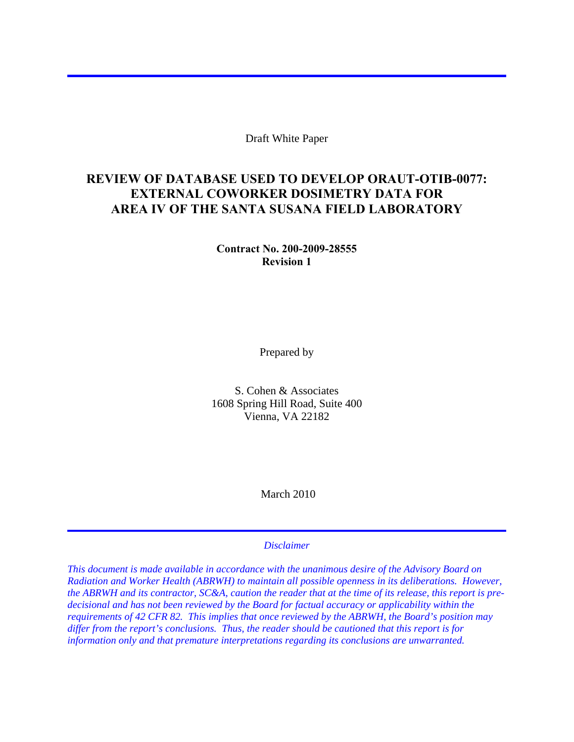Draft White Paper

# REVIEW OF DATABASE USED TO DEVELOP ORAUT-OTIB-0077: EXTERNAL COWORKER DOSIMETRY DATA FOR AREA IV OF THE SANTA SUSANA FIELD LABORATORY

**Contract No. 200-2009-28555**
**Revision 1**

Prepared by

S. Cohen & Associates
1608 Spring Hill Road, Suite 400
Vienna, VA 22182

March 2010

*Disclaimer*

*This document is made available in accordance with the unanimous desire of the Advisory Board on Radiation and Worker Health (ABRWH) to maintain all possible openness in its deliberations. However, the ABRWH and its contractor, SC&A, caution the reader that at the time of its release, this report is pre-decisional and has not been reviewed by the Board for factual accuracy or applicability within the requirements of 42 CFR 82. This implies that once reviewed by the ABRWH, the Board's position may differ from the report's conclusions. Thus, the reader should be cautioned that this report is for information only and that premature interpretations regarding its conclusions are unwarranted.*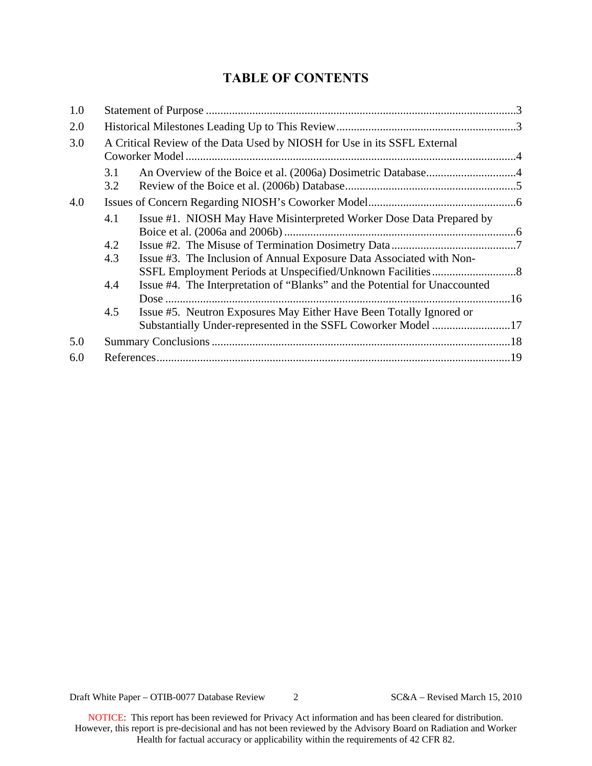# TABLE OF CONTENTS

| | | |
|---|---|---|
| 1.0 | Statement of Purpose | 3 |
| 2.0 | Historical Milestones Leading Up to This Review | 3 |
| 3.0 | A Critical Review of the Data Used by NIOSH for Use in its SSFL External Coworker Model | 4 |
| 3.1 | An Overview of the Boice et al. (2006a) Dosimetric Database | 4 |
| 3.2 | Review of the Boice et al. (2006b) Database | 5 |
| 4.0 | Issues of Concern Regarding NIOSH's Coworker Model | 6 |
| 4.1 | Issue #1. NIOSH May Have Misinterpreted Worker Dose Data Prepared by Boice et al. (2006a and 2006b) | 6 |
| 4.2 | Issue #2. The Misuse of Termination Dosimetry Data | 7 |
| 4.3 | Issue #3. The Inclusion of Annual Exposure Data Associated with Non-SSFL Employment Periods at Unspecified/Unknown Facilities | 8 |
| 4.4 | Issue #4. The Interpretation of "Blanks" and the Potential for Unaccounted Dose | 16 |
| 4.5 | Issue #5. Neutron Exposures May Either Have Been Totally Ignored or Substantially Under-represented in the SSFL Coworker Model | 17 |
| 5.0 | Summary Conclusions | 18 |
| 6.0 | References | 19 |

NOTICE: This report has been reviewed for Privacy Act information and has been cleared for distribution. However, this report is pre-decisional and has not been reviewed by the Advisory Board on Radiation and Worker Health for factual accuracy or applicability within the requirements of 42 CFR 82.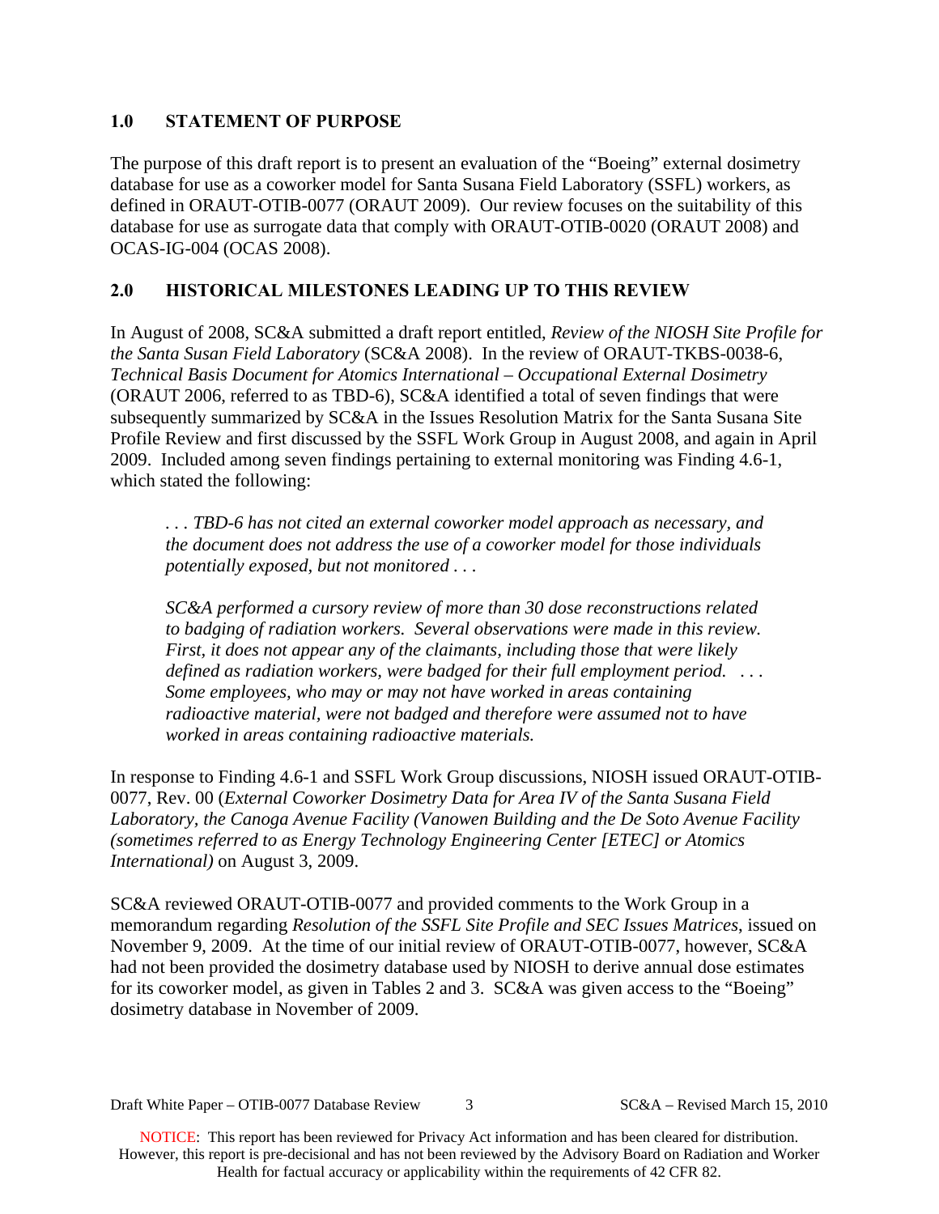## 1.0 STATEMENT OF PURPOSE

The purpose of this draft report is to present an evaluation of the "Boeing" external dosimetry database for use as a coworker model for Santa Susana Field Laboratory (SSFL) workers, as defined in ORAUT-OTIB-0077 (ORAUT 2009). Our review focuses on the suitability of this database for use as surrogate data that comply with ORAUT-OTIB-0020 (ORAUT 2008) and OCAS-IG-004 (OCAS 2008).

## 2.0 HISTORICAL MILESTONES LEADING UP TO THIS REVIEW

In August of 2008, SC&A submitted a draft report entitled, *Review of the NIOSH Site Profile for the Santa Susan Field Laboratory* (SC&A 2008). In the review of ORAUT-TKBS-0038-6, *Technical Basis Document for Atomics International – Occupational External Dosimetry* (ORAUT 2006, referred to as TBD-6), SC&A identified a total of seven findings that were subsequently summarized by SC&A in the Issues Resolution Matrix for the Santa Susana Site Profile Review and first discussed by the SSFL Work Group in August 2008, and again in April 2009. Included among seven findings pertaining to external monitoring was Finding 4.6-1, which stated the following:

> *. . . TBD-6 has not cited an external coworker model approach as necessary, and the document does not address the use of a coworker model for those individuals potentially exposed, but not monitored . . .*
>
> *SC&A performed a cursory review of more than 30 dose reconstructions related to badging of radiation workers. Several observations were made in this review. First, it does not appear any of the claimants, including those that were likely defined as radiation workers, were badged for their full employment period. . . . Some employees, who may or may not have worked in areas containing radioactive material, were not badged and therefore were assumed not to have worked in areas containing radioactive materials.*

In response to Finding 4.6-1 and SSFL Work Group discussions, NIOSH issued ORAUT-OTIB-0077, Rev. 00 (*External Coworker Dosimetry Data for Area IV of the Santa Susana Field Laboratory, the Canoga Avenue Facility (Vanowen Building and the De Soto Avenue Facility (sometimes referred to as Energy Technology Engineering Center [ETEC] or Atomics International)* on August 3, 2009.

SC&A reviewed ORAUT-OTIB-0077 and provided comments to the Work Group in a memorandum regarding *Resolution of the SSFL Site Profile and SEC Issues Matrices*, issued on November 9, 2009. At the time of our initial review of ORAUT-OTIB-0077, however, SC&A had not been provided the dosimetry database used by NIOSH to derive annual dose estimates for its coworker model, as given in Tables 2 and 3. SC&A was given access to the "Boeing" dosimetry database in November of 2009.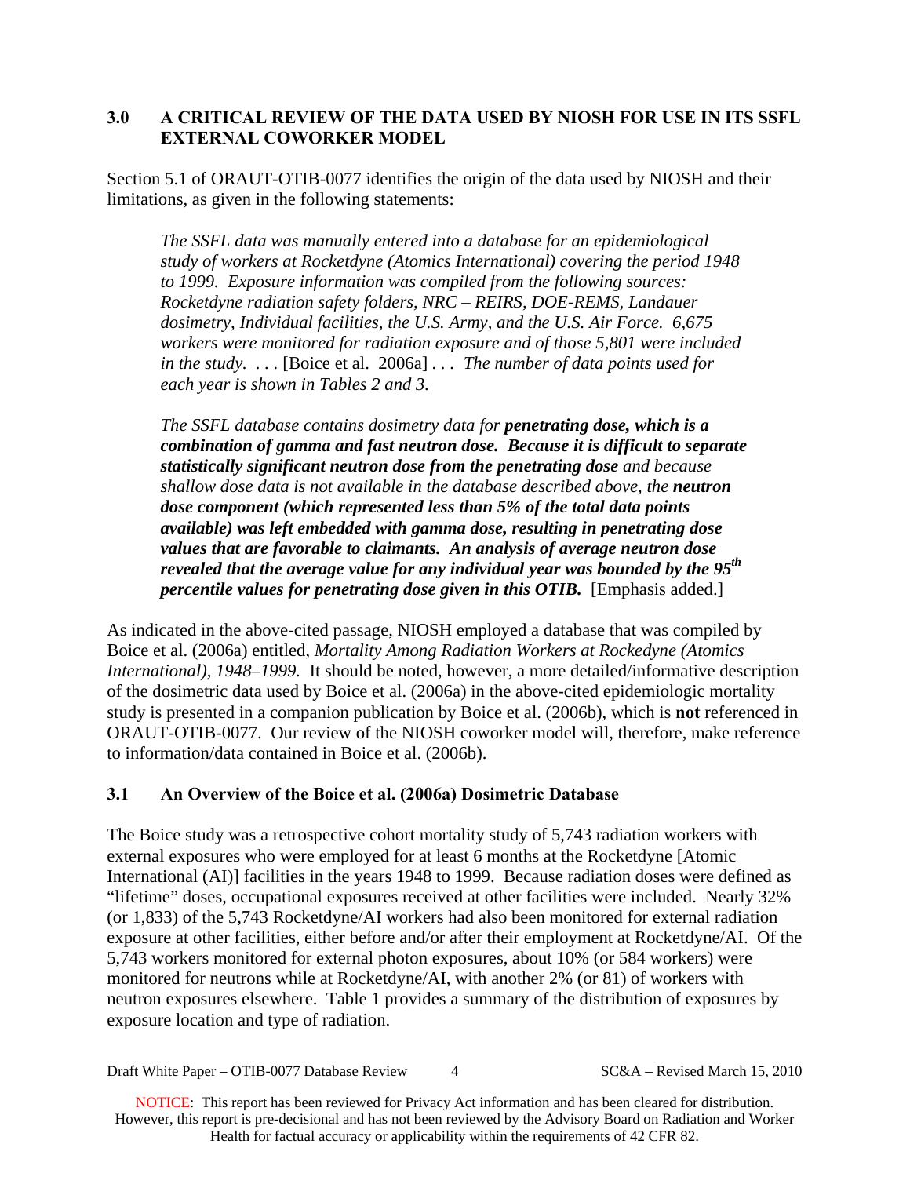## 3.0 A CRITICAL REVIEW OF THE DATA USED BY NIOSH FOR USE IN ITS SSFL EXTERNAL COWORKER MODEL

Section 5.1 of ORAUT-OTIB-0077 identifies the origin of the data used by NIOSH and their limitations, as given in the following statements:

> *The SSFL data was manually entered into a database for an epidemiological study of workers at Rocketdyne (Atomics International) covering the period 1948 to 1999. Exposure information was compiled from the following sources: Rocketdyne radiation safety folders, NRC – REIRS, DOE-REMS, Landauer dosimetry, Individual facilities, the U.S. Army, and the U.S. Air Force. 6,675 workers were monitored for radiation exposure and of those 5,801 were included in the study.* . . . [Boice et al. 2006a] . . . *The number of data points used for each year is shown in Tables 2 and 3.*
>
> *The SSFL database contains dosimetry data for* ***penetrating dose, which is a combination of gamma and fast neutron dose. Because it is difficult to separate statistically significant neutron dose from the penetrating dose*** *and because shallow dose data is not available in the database described above, the* ***neutron dose component (which represented less than 5% of the total data points available) was left embedded with gamma dose, resulting in penetrating dose values that are favorable to claimants. An analysis of average neutron dose revealed that the average value for any individual year was bounded by the 95th percentile values for penetrating dose given in this OTIB.*** [Emphasis added.]

As indicated in the above-cited passage, NIOSH employed a database that was compiled by Boice et al. (2006a) entitled, *Mortality Among Radiation Workers at Rockedyne (Atomics International), 1948–1999.* It should be noted, however, a more detailed/informative description of the dosimetric data used by Boice et al. (2006a) in the above-cited epidemiologic mortality study is presented in a companion publication by Boice et al. (2006b), which is **not** referenced in ORAUT-OTIB-0077. Our review of the NIOSH coworker model will, therefore, make reference to information/data contained in Boice et al. (2006b).

### 3.1 An Overview of the Boice et al. (2006a) Dosimetric Database

The Boice study was a retrospective cohort mortality study of 5,743 radiation workers with external exposures who were employed for at least 6 months at the Rocketdyne [Atomic International (AI)] facilities in the years 1948 to 1999. Because radiation doses were defined as "lifetime" doses, occupational exposures received at other facilities were included. Nearly 32% (or 1,833) of the 5,743 Rocketdyne/AI workers had also been monitored for external radiation exposure at other facilities, either before and/or after their employment at Rocketdyne/AI. Of the 5,743 workers monitored for external photon exposures, about 10% (or 584 workers) were monitored for neutrons while at Rocketdyne/AI, with another 2% (or 81) of workers with neutron exposures elsewhere. Table 1 provides a summary of the distribution of exposures by exposure location and type of radiation.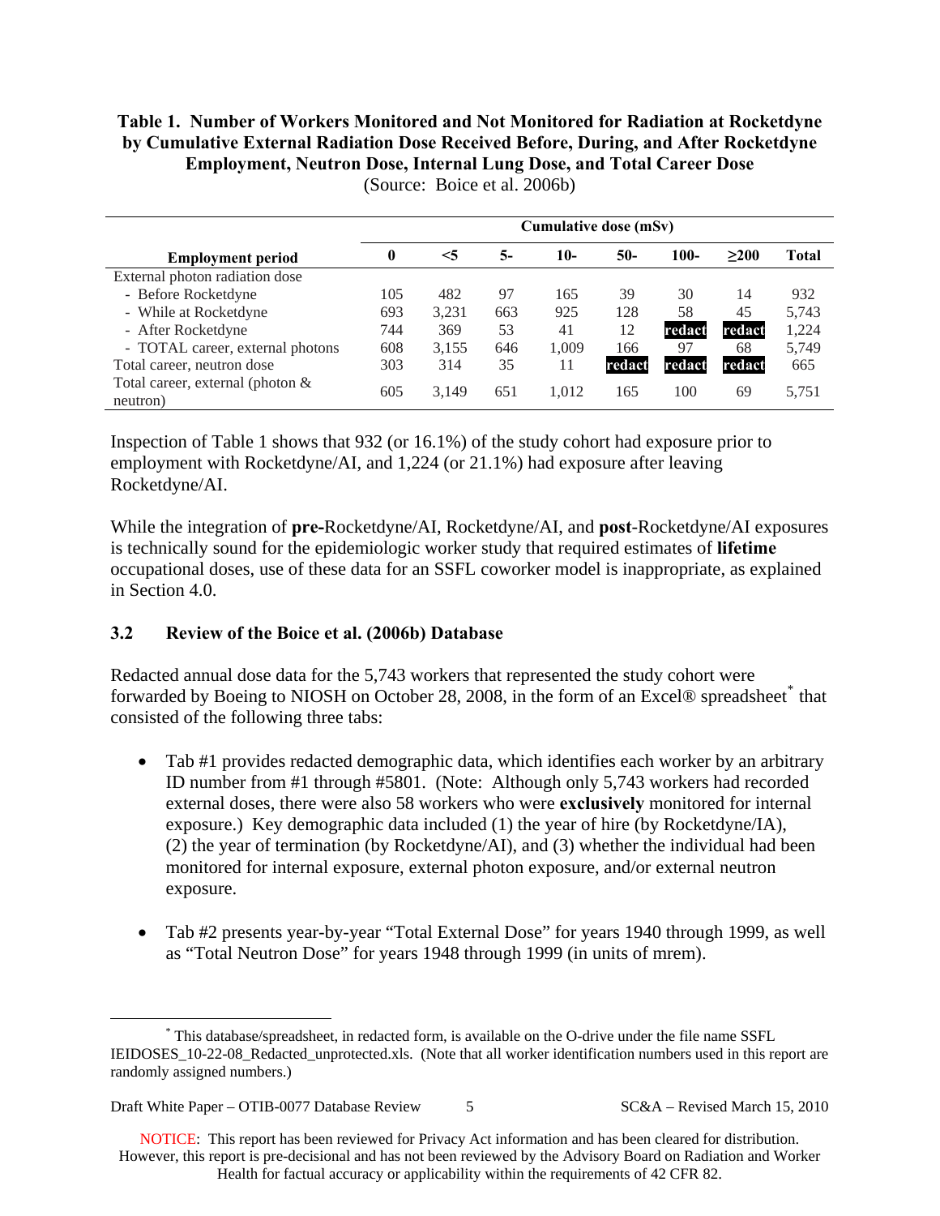**Table 1. Number of Workers Monitored and Not Monitored for Radiation at Rocketdyne by Cumulative External Radiation Dose Received Before, During, and After Rocketdyne Employment, Neutron Dose, Internal Lung Dose, and Total Career Dose**
(Source: Boice et al. 2006b)

| | Cumulative dose (mSv) | | | | | | | |
|---|---|---|---|---|---|---|---|---|
| **Employment period** | **0** | **<5** | **5-** | **10-** | **50-** | **100-** | **≥200** | **Total** |
| External photon radiation dose | | | | | | | | |
| - Before Rocketdyne | 105 | 482 | 97 | 165 | 39 | 30 | 14 | 932 |
| - While at Rocketdyne | 693 | 3,231 | 663 | 925 | 128 | 58 | 45 | 5,743 |
| - After Rocketdyne | 744 | 369 | 53 | 41 | 12 | redact | redact | 1,224 |
| - TOTAL career, external photons | 608 | 3,155 | 646 | 1,009 | 166 | 97 | 68 | 5,749 |
| Total career, neutron dose | 303 | 314 | 35 | 11 | redact | redact | redact | 665 |
| Total career, external (photon & neutron) | 605 | 3,149 | 651 | 1,012 | 165 | 100 | 69 | 5,751 |

Inspection of Table 1 shows that 932 (or 16.1%) of the study cohort had exposure prior to employment with Rocketdyne/AI, and 1,224 (or 21.1%) had exposure after leaving Rocketdyne/AI.

While the integration of **pre-**Rocketdyne/AI, Rocketdyne/AI, and **post**-Rocketdyne/AI exposures is technically sound for the epidemiologic worker study that required estimates of **lifetime** occupational doses, use of these data for an SSFL coworker model is inappropriate, as explained in Section 4.0.

### 3.2 Review of the Boice et al. (2006b) Database

Redacted annual dose data for the 5,743 workers that represented the study cohort were forwarded by Boeing to NIOSH on October 28, 2008, in the form of an Excel® spreadsheet* that consisted of the following three tabs:

- Tab #1 provides redacted demographic data, which identifies each worker by an arbitrary ID number from #1 through #5801. (Note: Although only 5,743 workers had recorded external doses, there were also 58 workers who were **exclusively** monitored for internal exposure.) Key demographic data included (1) the year of hire (by Rocketdyne/IA), (2) the year of termination (by Rocketdyne/AI), and (3) whether the individual had been monitored for internal exposure, external photon exposure, and/or external neutron exposure.

- Tab #2 presents year-by-year "Total External Dose" for years 1940 through 1999, as well as "Total Neutron Dose" for years 1948 through 1999 (in units of mrem).

* This database/spreadsheet, in redacted form, is available on the O-drive under the file name SSFL IEIDOSES_10-22-08_Redacted_unprotected.xls. (Note that all worker identification numbers used in this report are randomly assigned numbers.)

NOTICE: This report has been reviewed for Privacy Act information and has been cleared for distribution. However, this report is pre-decisional and has not been reviewed by the Advisory Board on Radiation and Worker Health for factual accuracy or applicability within the requirements of 42 CFR 82.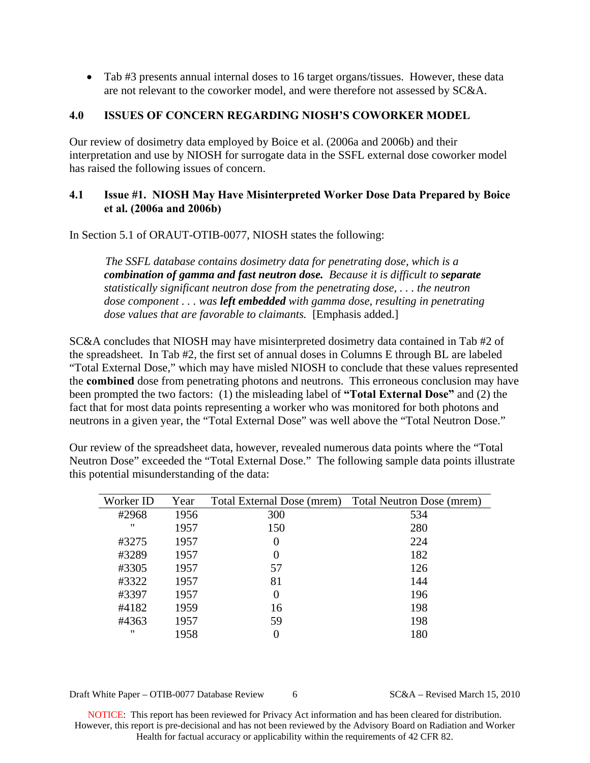- Tab #3 presents annual internal doses to 16 target organs/tissues. However, these data are not relevant to the coworker model, and were therefore not assessed by SC&A.

## 4.0 ISSUES OF CONCERN REGARDING NIOSH'S COWORKER MODEL

Our review of dosimetry data employed by Boice et al. (2006a and 2006b) and their interpretation and use by NIOSH for surrogate data in the SSFL external dose coworker model has raised the following issues of concern.

### 4.1 Issue #1. NIOSH May Have Misinterpreted Worker Dose Data Prepared by Boice et al. (2006a and 2006b)

In Section 5.1 of ORAUT-OTIB-0077, NIOSH states the following:

> *The SSFL database contains dosimetry data for penetrating dose, which is a* ***combination of gamma and fast neutron dose.*** *Because it is difficult to* ***separate*** *statistically significant neutron dose from the penetrating dose, . . . the neutron dose component . . . was* ***left embedded*** *with gamma dose, resulting in penetrating dose values that are favorable to claimants.* [Emphasis added.]

SC&A concludes that NIOSH may have misinterpreted dosimetry data contained in Tab #2 of the spreadsheet. In Tab #2, the first set of annual doses in Columns E through BL are labeled "Total External Dose," which may have misled NIOSH to conclude that these values represented the **combined** dose from penetrating photons and neutrons. This erroneous conclusion may have been prompted the two factors: (1) the misleading label of **"Total External Dose"** and (2) the fact that for most data points representing a worker who was monitored for both photons and neutrons in a given year, the "Total External Dose" was well above the "Total Neutron Dose."

Our review of the spreadsheet data, however, revealed numerous data points where the "Total Neutron Dose" exceeded the "Total External Dose." The following sample data points illustrate this potential misunderstanding of the data:

| Worker ID | Year | Total External Dose (mrem) | Total Neutron Dose (mrem) |
|---|---|---|---|
| #2968 | 1956 | 300 | 534 |
| " | 1957 | 150 | 280 |
| #3275 | 1957 | 0 | 224 |
| #3289 | 1957 | 0 | 182 |
| #3305 | 1957 | 57 | 126 |
| #3322 | 1957 | 81 | 144 |
| #3397 | 1957 | 0 | 196 |
| #4182 | 1959 | 16 | 198 |
| #4363 | 1957 | 59 | 198 |
| " | 1958 | 0 | 180 |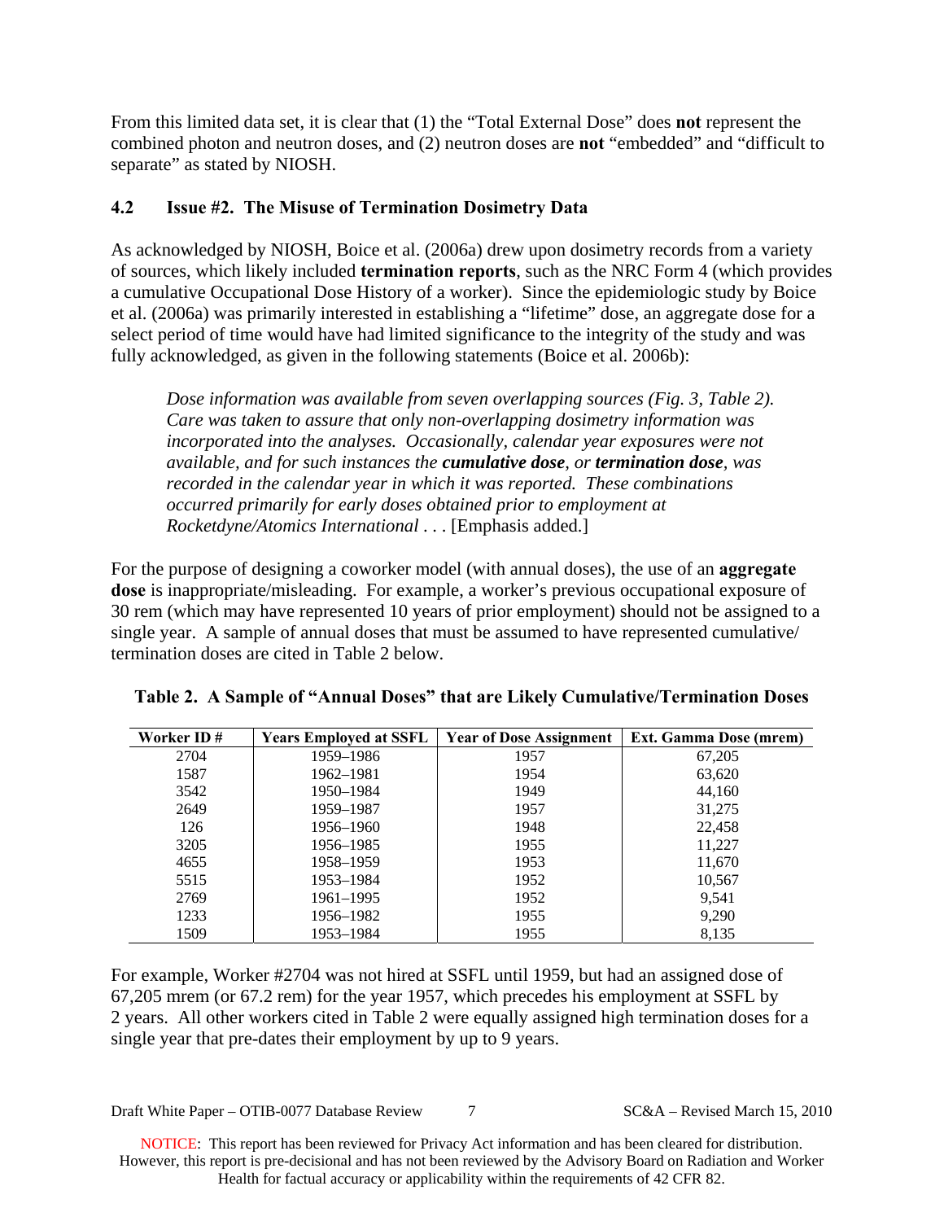From this limited data set, it is clear that (1) the "Total External Dose" does **not** represent the combined photon and neutron doses, and (2) neutron doses are **not** "embedded" and "difficult to separate" as stated by NIOSH.

## 4.2 Issue #2. The Misuse of Termination Dosimetry Data

As acknowledged by NIOSH, Boice et al. (2006a) drew upon dosimetry records from a variety of sources, which likely included **termination reports**, such as the NRC Form 4 (which provides a cumulative Occupational Dose History of a worker). Since the epidemiologic study by Boice et al. (2006a) was primarily interested in establishing a "lifetime" dose, an aggregate dose for a select period of time would have had limited significance to the integrity of the study and was fully acknowledged, as given in the following statements (Boice et al. 2006b):

> *Dose information was available from seven overlapping sources (Fig. 3, Table 2). Care was taken to assure that only non-overlapping dosimetry information was incorporated into the analyses. Occasionally, calendar year exposures were not available, and for such instances the **cumulative dose**, or **termination dose**, was recorded in the calendar year in which it was reported. These combinations occurred primarily for early doses obtained prior to employment at Rocketdyne/Atomics International* . . . [Emphasis added.]

For the purpose of designing a coworker model (with annual doses), the use of an **aggregate dose** is inappropriate/misleading. For example, a worker's previous occupational exposure of 30 rem (which may have represented 10 years of prior employment) should not be assigned to a single year. A sample of annual doses that must be assumed to have represented cumulative/termination doses are cited in Table 2 below.

**Table 2. A Sample of "Annual Doses" that are Likely Cumulative/Termination Doses**

| Worker ID # | Years Employed at SSFL | Year of Dose Assignment | Ext. Gamma Dose (mrem) |
|---|---|---|---|
| 2704 | 1959–1986 | 1957 | 67,205 |
| 1587 | 1962–1981 | 1954 | 63,620 |
| 3542 | 1950–1984 | 1949 | 44,160 |
| 2649 | 1959–1987 | 1957 | 31,275 |
| 126 | 1956–1960 | 1948 | 22,458 |
| 3205 | 1956–1985 | 1955 | 11,227 |
| 4655 | 1958–1959 | 1953 | 11,670 |
| 5515 | 1953–1984 | 1952 | 10,567 |
| 2769 | 1961–1995 | 1952 | 9,541 |
| 1233 | 1956–1982 | 1955 | 9,290 |
| 1509 | 1953–1984 | 1955 | 8,135 |

For example, Worker #2704 was not hired at SSFL until 1959, but had an assigned dose of 67,205 mrem (or 67.2 rem) for the year 1957, which precedes his employment at SSFL by 2 years. All other workers cited in Table 2 were equally assigned high termination doses for a single year that pre-dates their employment by up to 9 years.

NOTICE: This report has been reviewed for Privacy Act information and has been cleared for distribution. However, this report is pre-decisional and has not been reviewed by the Advisory Board on Radiation and Worker Health for factual accuracy or applicability within the requirements of 42 CFR 82.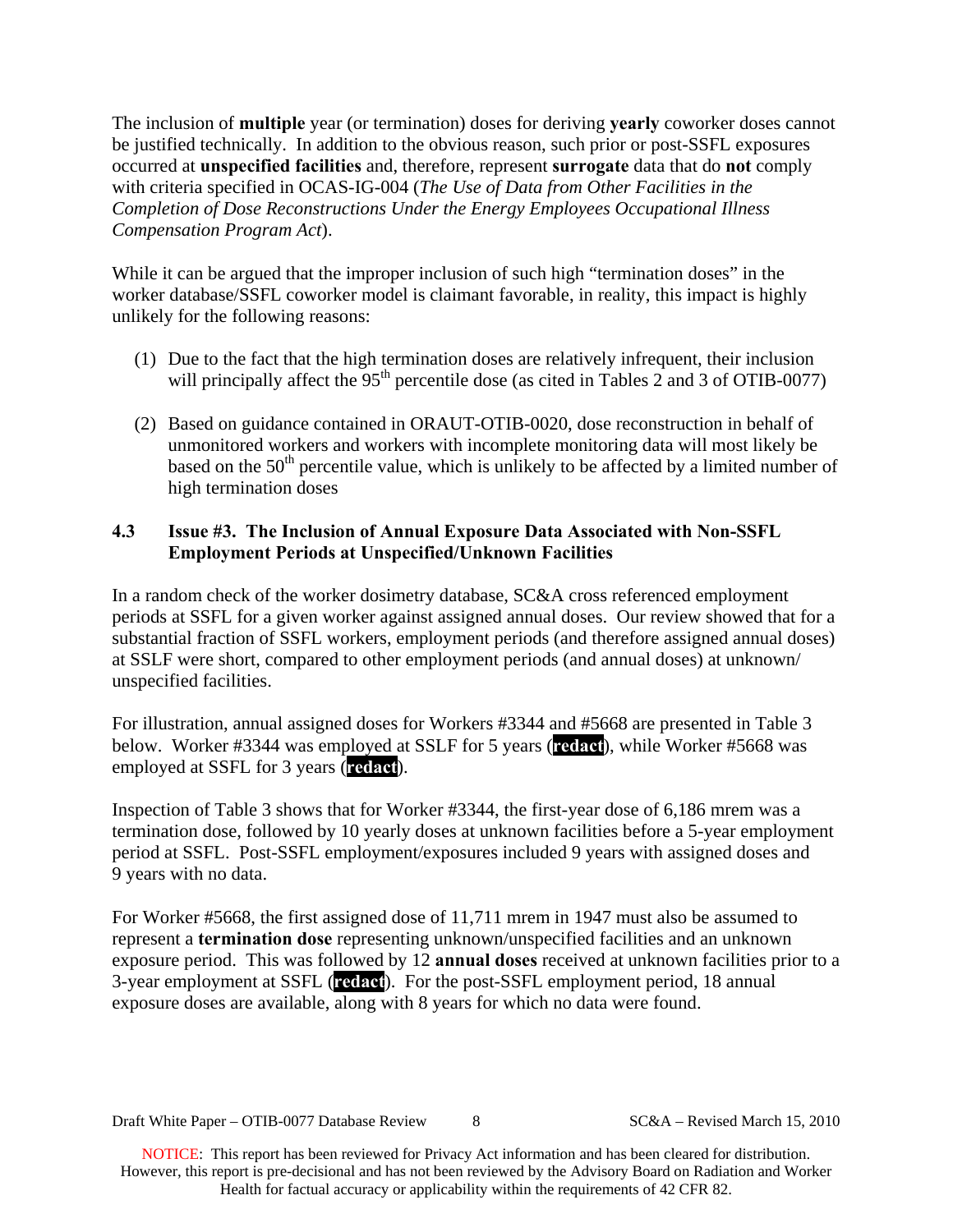The inclusion of **multiple** year (or termination) doses for deriving **yearly** coworker doses cannot be justified technically. In addition to the obvious reason, such prior or post-SSFL exposures occurred at **unspecified facilities** and, therefore, represent **surrogate** data that do **not** comply with criteria specified in OCAS-IG-004 (*The Use of Data from Other Facilities in the Completion of Dose Reconstructions Under the Energy Employees Occupational Illness Compensation Program Act*).

While it can be argued that the improper inclusion of such high "termination doses" in the worker database/SSFL coworker model is claimant favorable, in reality, this impact is highly unlikely for the following reasons:

(1) Due to the fact that the high termination doses are relatively infrequent, their inclusion will principally affect the 95th percentile dose (as cited in Tables 2 and 3 of OTIB-0077)

(2) Based on guidance contained in ORAUT-OTIB-0020, dose reconstruction in behalf of unmonitored workers and workers with incomplete monitoring data will most likely be based on the 50th percentile value, which is unlikely to be affected by a limited number of high termination doses

### 4.3 Issue #3. The Inclusion of Annual Exposure Data Associated with Non-SSFL Employment Periods at Unspecified/Unknown Facilities

In a random check of the worker dosimetry database, SC&A cross referenced employment periods at SSFL for a given worker against assigned annual doses. Our review showed that for a substantial fraction of SSFL workers, employment periods (and therefore assigned annual doses) at SSLF were short, compared to other employment periods (and annual doses) at unknown/ unspecified facilities.

For illustration, annual assigned doses for Workers #3344 and #5668 are presented in Table 3 below. Worker #3344 was employed at SSLF for 5 years (**redact**), while Worker #5668 was employed at SSFL for 3 years (**redact**).

Inspection of Table 3 shows that for Worker #3344, the first-year dose of 6,186 mrem was a termination dose, followed by 10 yearly doses at unknown facilities before a 5-year employment period at SSFL. Post-SSFL employment/exposures included 9 years with assigned doses and 9 years with no data.

For Worker #5668, the first assigned dose of 11,711 mrem in 1947 must also be assumed to represent a **termination dose** representing unknown/unspecified facilities and an unknown exposure period. This was followed by 12 **annual doses** received at unknown facilities prior to a 3-year employment at SSFL (**redact**). For the post-SSFL employment period, 18 annual exposure doses are available, along with 8 years for which no data were found.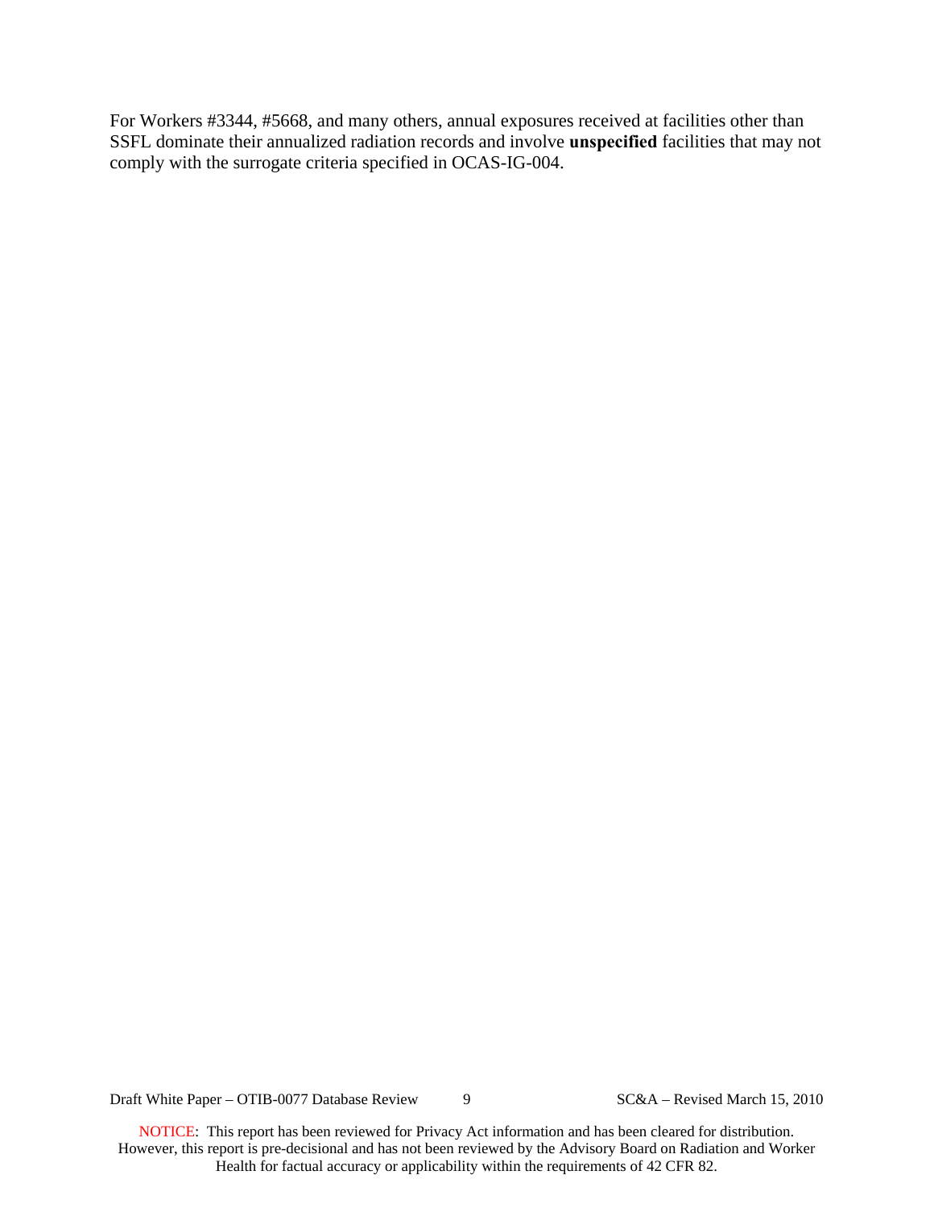For Workers #3344, #5668, and many others, annual exposures received at facilities other than SSFL dominate their annualized radiation records and involve **unspecified** facilities that may not comply with the surrogate criteria specified in OCAS-IG-004.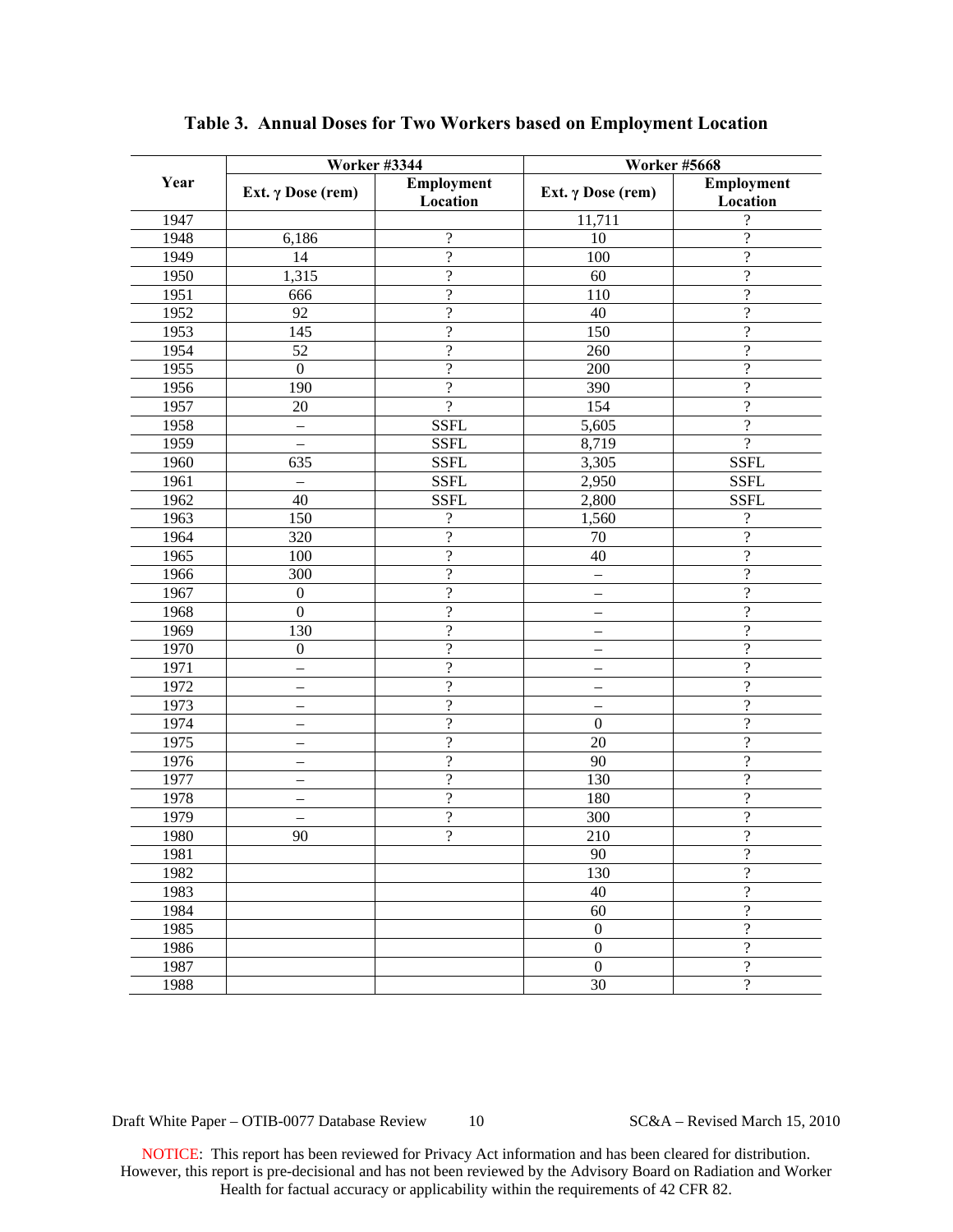**Table 3. Annual Doses for Two Workers based on Employment Location**

| Year | Worker #3344 | | Worker #5668 | |
|---|---|---|---|---|
| | Ext. $\gamma$ Dose (rem) | Employment Location | Ext. $\gamma$ Dose (rem) | Employment Location |
| 1947 | | | 11,711 | ? |
| 1948 | 6,186 | ? | 10 | ? |
| 1949 | 14 | ? | 100 | ? |
| 1950 | 1,315 | ? | 60 | ? |
| 1951 | 666 | ? | 110 | ? |
| 1952 | 92 | ? | 40 | ? |
| 1953 | 145 | ? | 150 | ? |
| 1954 | 52 | ? | 260 | ? |
| 1955 | 0 | ? | 200 | ? |
| 1956 | 190 | ? | 390 | ? |
| 1957 | 20 | ? | 154 | ? |
| 1958 | – | SSFL | 5,605 | ? |
| 1959 | – | SSFL | 8,719 | ? |
| 1960 | 635 | SSFL | 3,305 | SSFL |
| 1961 | – | SSFL | 2,950 | SSFL |
| 1962 | 40 | SSFL | 2,800 | SSFL |
| 1963 | 150 | ? | 1,560 | ? |
| 1964 | 320 | ? | 70 | ? |
| 1965 | 100 | ? | 40 | ? |
| 1966 | 300 | ? | – | ? |
| 1967 | 0 | ? | – | ? |
| 1968 | 0 | ? | – | ? |
| 1969 | 130 | ? | – | ? |
| 1970 | 0 | ? | – | ? |
| 1971 | – | ? | – | ? |
| 1972 | – | ? | – | ? |
| 1973 | – | ? | – | ? |
| 1974 | – | ? | 0 | ? |
| 1975 | – | ? | 20 | ? |
| 1976 | – | ? | 90 | ? |
| 1977 | – | ? | 130 | ? |
| 1978 | – | ? | 180 | ? |
| 1979 | – | ? | 300 | ? |
| 1980 | 90 | ? | 210 | ? |
| 1981 | | | 90 | ? |
| 1982 | | | 130 | ? |
| 1983 | | | 40 | ? |
| 1984 | | | 60 | ? |
| 1985 | | | 0 | ? |
| 1986 | | | 0 | ? |
| 1987 | | | 0 | ? |
| 1988 | | | 30 | ? |

NOTICE: This report has been reviewed for Privacy Act information and has been cleared for distribution. However, this report is pre-decisional and has not been reviewed by the Advisory Board on Radiation and Worker Health for factual accuracy or applicability within the requirements of 42 CFR 82.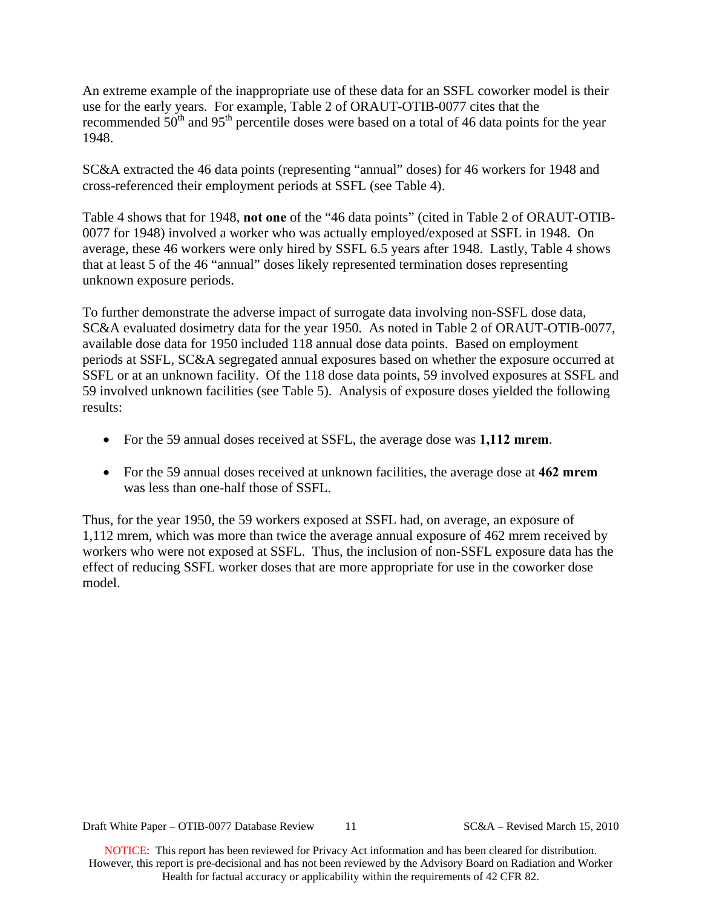An extreme example of the inappropriate use of these data for an SSFL coworker model is their use for the early years. For example, Table 2 of ORAUT-OTIB-0077 cites that the recommended 50$^{th}$ and 95$^{th}$ percentile doses were based on a total of 46 data points for the year 1948.

SC&A extracted the 46 data points (representing "annual" doses) for 46 workers for 1948 and cross-referenced their employment periods at SSFL (see Table 4).

Table 4 shows that for 1948, **not one** of the "46 data points" (cited in Table 2 of ORAUT-OTIB-0077 for 1948) involved a worker who was actually employed/exposed at SSFL in 1948. On average, these 46 workers were only hired by SSFL 6.5 years after 1948. Lastly, Table 4 shows that at least 5 of the 46 "annual" doses likely represented termination doses representing unknown exposure periods.

To further demonstrate the adverse impact of surrogate data involving non-SSFL dose data, SC&A evaluated dosimetry data for the year 1950. As noted in Table 2 of ORAUT-OTIB-0077, available dose data for 1950 included 118 annual dose data points. Based on employment periods at SSFL, SC&A segregated annual exposures based on whether the exposure occurred at SSFL or at an unknown facility. Of the 118 dose data points, 59 involved exposures at SSFL and 59 involved unknown facilities (see Table 5). Analysis of exposure doses yielded the following results:

- For the 59 annual doses received at SSFL, the average dose was **1,112 mrem**.
- For the 59 annual doses received at unknown facilities, the average dose at **462 mrem** was less than one-half those of SSFL.

Thus, for the year 1950, the 59 workers exposed at SSFL had, on average, an exposure of 1,112 mrem, which was more than twice the average annual exposure of 462 mrem received by workers who were not exposed at SSFL. Thus, the inclusion of non-SSFL exposure data has the effect of reducing SSFL worker doses that are more appropriate for use in the coworker dose model.

NOTICE: This report has been reviewed for Privacy Act information and has been cleared for distribution. However, this report is pre-decisional and has not been reviewed by the Advisory Board on Radiation and Worker Health for factual accuracy or applicability within the requirements of 42 CFR 82.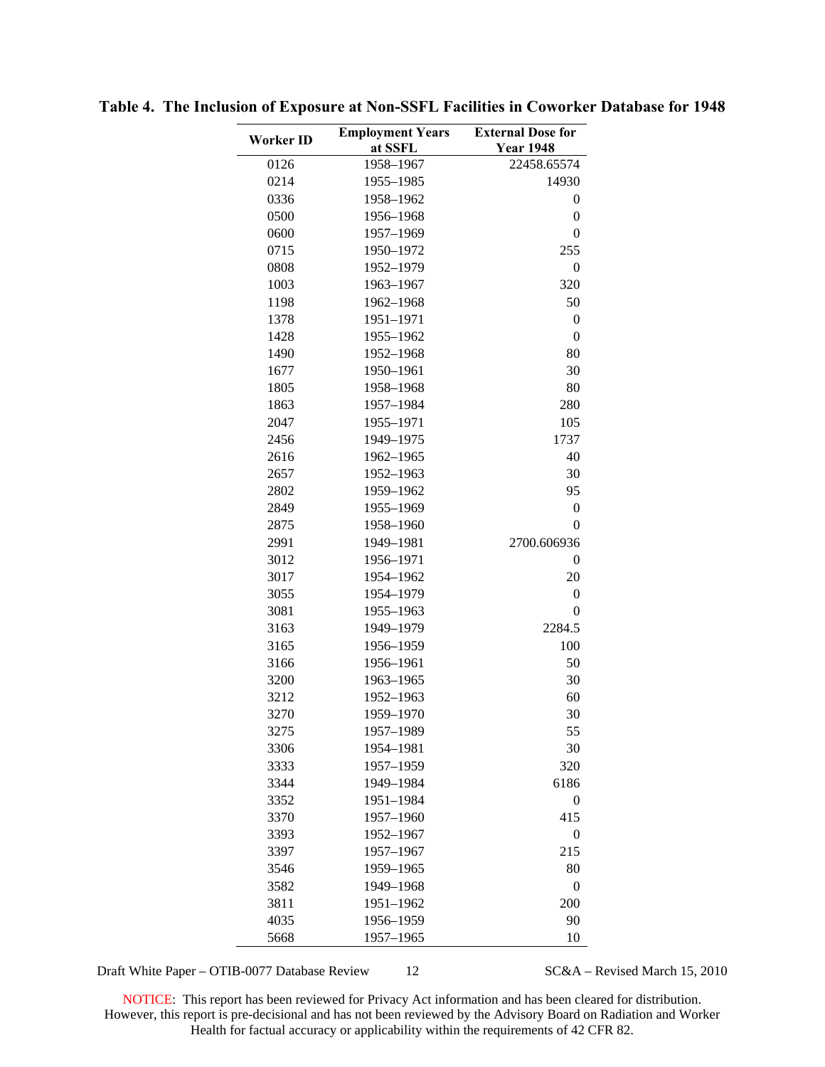**Table 4. The Inclusion of Exposure at Non-SSFL Facilities in Coworker Database for 1948**

| Worker ID | Employment Years at SSFL | External Dose for Year 1948 |
|---|---|---|
| 0126 | 1958–1967 | 22458.65574 |
| 0214 | 1955–1985 | 14930 |
| 0336 | 1958–1962 | 0 |
| 0500 | 1956–1968 | 0 |
| 0600 | 1957–1969 | 0 |
| 0715 | 1950–1972 | 255 |
| 0808 | 1952–1979 | 0 |
| 1003 | 1963–1967 | 320 |
| 1198 | 1962–1968 | 50 |
| 1378 | 1951–1971 | 0 |
| 1428 | 1955–1962 | 0 |
| 1490 | 1952–1968 | 80 |
| 1677 | 1950–1961 | 30 |
| 1805 | 1958–1968 | 80 |
| 1863 | 1957–1984 | 280 |
| 2047 | 1955–1971 | 105 |
| 2456 | 1949–1975 | 1737 |
| 2616 | 1962–1965 | 40 |
| 2657 | 1952–1963 | 30 |
| 2802 | 1959–1962 | 95 |
| 2849 | 1955–1969 | 0 |
| 2875 | 1958–1960 | 0 |
| 2991 | 1949–1981 | 2700.606936 |
| 3012 | 1956–1971 | 0 |
| 3017 | 1954–1962 | 20 |
| 3055 | 1954–1979 | 0 |
| 3081 | 1955–1963 | 0 |
| 3163 | 1949–1979 | 2284.5 |
| 3165 | 1956–1959 | 100 |
| 3166 | 1956–1961 | 50 |
| 3200 | 1963–1965 | 30 |
| 3212 | 1952–1963 | 60 |
| 3270 | 1959–1970 | 30 |
| 3275 | 1957–1989 | 55 |
| 3306 | 1954–1981 | 30 |
| 3333 | 1957–1959 | 320 |
| 3344 | 1949–1984 | 6186 |
| 3352 | 1951–1984 | 0 |
| 3370 | 1957–1960 | 415 |
| 3393 | 1952–1967 | 0 |
| 3397 | 1957–1967 | 215 |
| 3546 | 1959–1965 | 80 |
| 3582 | 1949–1968 | 0 |
| 3811 | 1951–1962 | 200 |
| 4035 | 1956–1959 | 90 |
| 5668 | 1957–1965 | 10 |

NOTICE: This report has been reviewed for Privacy Act information and has been cleared for distribution. However, this report is pre-decisional and has not been reviewed by the Advisory Board on Radiation and Worker Health for factual accuracy or applicability within the requirements of 42 CFR 82.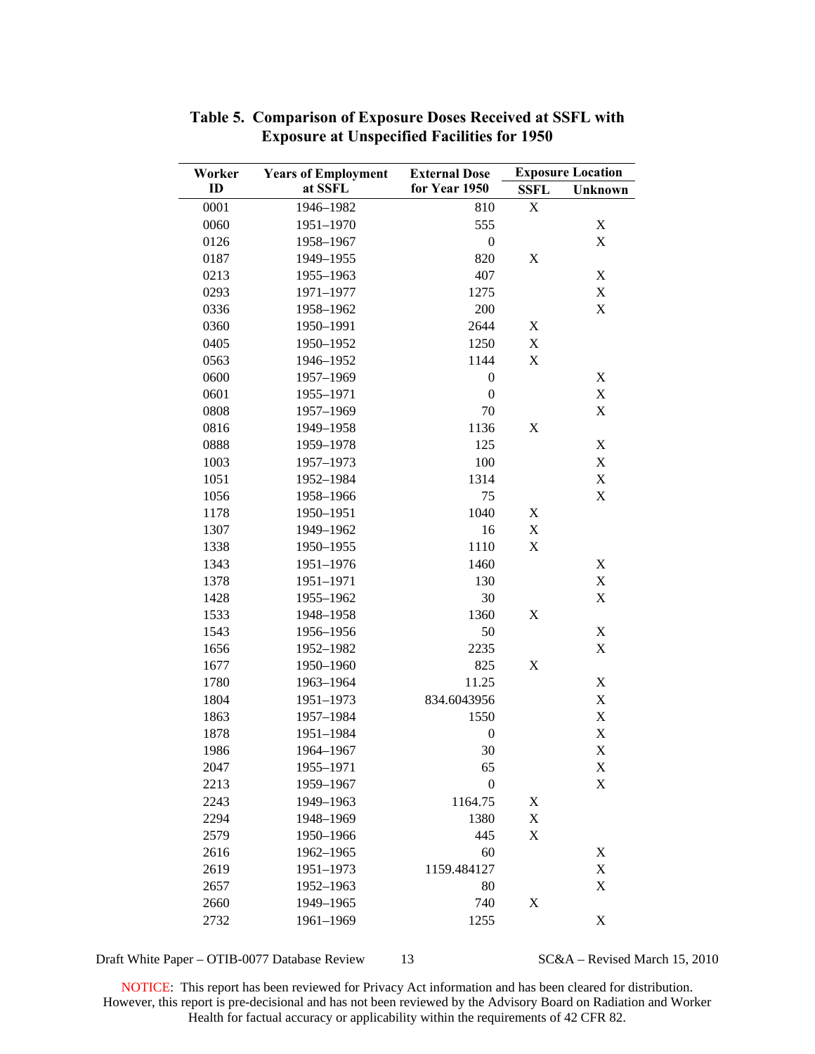## Table 5. Comparison of Exposure Doses Received at SSFL with Exposure at Unspecified Facilities for 1950

| Worker ID | Years of Employment at SSFL | External Dose for Year 1950 | Exposure Location | |
|---|---|---|---|---|
| | | | SSFL | Unknown |
| 0001 | 1946–1982 | 810 | X | |
| 0060 | 1951–1970 | 555 | | X |
| 0126 | 1958–1967 | 0 | | X |
| 0187 | 1949–1955 | 820 | X | |
| 0213 | 1955–1963 | 407 | | X |
| 0293 | 1971–1977 | 1275 | | X |
| 0336 | 1958–1962 | 200 | | X |
| 0360 | 1950–1991 | 2644 | X | |
| 0405 | 1950–1952 | 1250 | X | |
| 0563 | 1946–1952 | 1144 | X | |
| 0600 | 1957–1969 | 0 | | X |
| 0601 | 1955–1971 | 0 | | X |
| 0808 | 1957–1969 | 70 | | X |
| 0816 | 1949–1958 | 1136 | X | |
| 0888 | 1959–1978 | 125 | | X |
| 1003 | 1957–1973 | 100 | | X |
| 1051 | 1952–1984 | 1314 | | X |
| 1056 | 1958–1966 | 75 | | X |
| 1178 | 1950–1951 | 1040 | X | |
| 1307 | 1949–1962 | 16 | X | |
| 1338 | 1950–1955 | 1110 | X | |
| 1343 | 1951–1976 | 1460 | | X |
| 1378 | 1951–1971 | 130 | | X |
| 1428 | 1955–1962 | 30 | | X |
| 1533 | 1948–1958 | 1360 | X | |
| 1543 | 1956–1956 | 50 | | X |
| 1656 | 1952–1982 | 2235 | | X |
| 1677 | 1950–1960 | 825 | X | |
| 1780 | 1963–1964 | 11.25 | | X |
| 1804 | 1951–1973 | 834.6043956 | | X |
| 1863 | 1957–1984 | 1550 | | X |
| 1878 | 1951–1984 | 0 | | X |
| 1986 | 1964–1967 | 30 | | X |
| 2047 | 1955–1971 | 65 | | X |
| 2213 | 1959–1967 | 0 | | X |
| 2243 | 1949–1963 | 1164.75 | X | |
| 2294 | 1948–1969 | 1380 | X | |
| 2579 | 1950–1966 | 445 | X | |
| 2616 | 1962–1965 | 60 | | X |
| 2619 | 1951–1973 | 1159.484127 | | X |
| 2657 | 1952–1963 | 80 | | X |
| 2660 | 1949–1965 | 740 | X | |
| 2732 | 1961–1969 | 1255 | | X |

NOTICE: This report has been reviewed for Privacy Act information and has been cleared for distribution. However, this report is pre-decisional and has not been reviewed by the Advisory Board on Radiation and Worker Health for factual accuracy or applicability within the requirements of 42 CFR 82.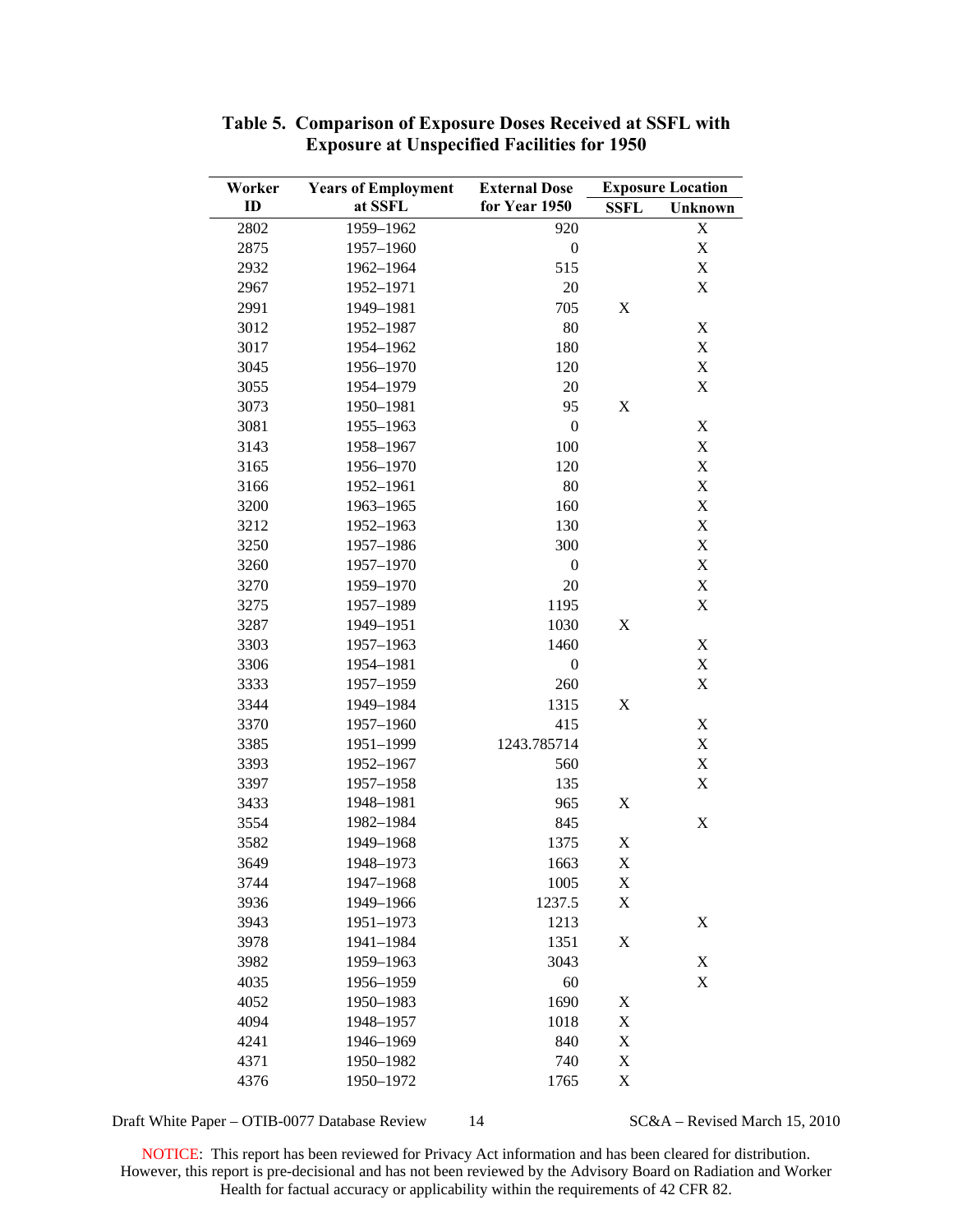**Table 5. Comparison of Exposure Doses Received at SSFL with Exposure at Unspecified Facilities for 1950**

| Worker ID | Years of Employment at SSFL | External Dose for Year 1950 | Exposure Location | |
|---|---|---|---|---|
| | | | SSFL | Unknown |
| 2802 | 1959–1962 | 920 | | X |
| 2875 | 1957–1960 | 0 | | X |
| 2932 | 1962–1964 | 515 | | X |
| 2967 | 1952–1971 | 20 | | X |
| 2991 | 1949–1981 | 705 | X | |
| 3012 | 1952–1987 | 80 | | X |
| 3017 | 1954–1962 | 180 | | X |
| 3045 | 1956–1970 | 120 | | X |
| 3055 | 1954–1979 | 20 | | X |
| 3073 | 1950–1981 | 95 | X | |
| 3081 | 1955–1963 | 0 | | X |
| 3143 | 1958–1967 | 100 | | X |
| 3165 | 1956–1970 | 120 | | X |
| 3166 | 1952–1961 | 80 | | X |
| 3200 | 1963–1965 | 160 | | X |
| 3212 | 1952–1963 | 130 | | X |
| 3250 | 1957–1986 | 300 | | X |
| 3260 | 1957–1970 | 0 | | X |
| 3270 | 1959–1970 | 20 | | X |
| 3275 | 1957–1989 | 1195 | | X |
| 3287 | 1949–1951 | 1030 | X | |
| 3303 | 1957–1963 | 1460 | | X |
| 3306 | 1954–1981 | 0 | | X |
| 3333 | 1957–1959 | 260 | | X |
| 3344 | 1949–1984 | 1315 | X | |
| 3370 | 1957–1960 | 415 | | X |
| 3385 | 1951–1999 | 1243.785714 | | X |
| 3393 | 1952–1967 | 560 | | X |
| 3397 | 1957–1958 | 135 | | X |
| 3433 | 1948–1981 | 965 | X | |
| 3554 | 1982–1984 | 845 | | X |
| 3582 | 1949–1968 | 1375 | X | |
| 3649 | 1948–1973 | 1663 | X | |
| 3744 | 1947–1968 | 1005 | X | |
| 3936 | 1949–1966 | 1237.5 | X | |
| 3943 | 1951–1973 | 1213 | | X |
| 3978 | 1941–1984 | 1351 | X | |
| 3982 | 1959–1963 | 3043 | | X |
| 4035 | 1956–1959 | 60 | | X |
| 4052 | 1950–1983 | 1690 | X | |
| 4094 | 1948–1957 | 1018 | X | |
| 4241 | 1946–1969 | 840 | X | |
| 4371 | 1950–1982 | 740 | X | |
| 4376 | 1950–1972 | 1765 | X | |

NOTICE: This report has been reviewed for Privacy Act information and has been cleared for distribution. However, this report is pre-decisional and has not been reviewed by the Advisory Board on Radiation and Worker Health for factual accuracy or applicability within the requirements of 42 CFR 82.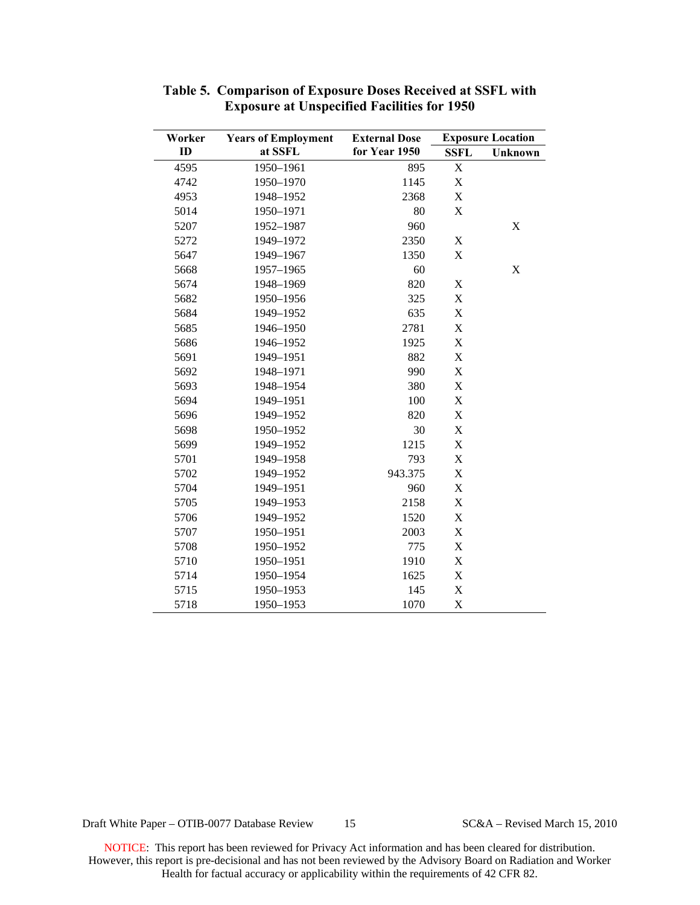**Table 5. Comparison of Exposure Doses Received at SSFL with Exposure at Unspecified Facilities for 1950**

| Worker ID | Years of Employment at SSFL | External Dose for Year 1950 | Exposure Location | |
|---|---|---|---|---|
| | | | SSFL | Unknown |
| 4595 | 1950–1961 | 895 | X | |
| 4742 | 1950–1970 | 1145 | X | |
| 4953 | 1948–1952 | 2368 | X | |
| 5014 | 1950–1971 | 80 | X | |
| 5207 | 1952–1987 | 960 | | X |
| 5272 | 1949–1972 | 2350 | X | |
| 5647 | 1949–1967 | 1350 | X | |
| 5668 | 1957–1965 | 60 | | X |
| 5674 | 1948–1969 | 820 | X | |
| 5682 | 1950–1956 | 325 | X | |
| 5684 | 1949–1952 | 635 | X | |
| 5685 | 1946–1950 | 2781 | X | |
| 5686 | 1946–1952 | 1925 | X | |
| 5691 | 1949–1951 | 882 | X | |
| 5692 | 1948–1971 | 990 | X | |
| 5693 | 1948–1954 | 380 | X | |
| 5694 | 1949–1951 | 100 | X | |
| 5696 | 1949–1952 | 820 | X | |
| 5698 | 1950–1952 | 30 | X | |
| 5699 | 1949–1952 | 1215 | X | |
| 5701 | 1949–1958 | 793 | X | |
| 5702 | 1949–1952 | 943.375 | X | |
| 5704 | 1949–1951 | 960 | X | |
| 5705 | 1949–1953 | 2158 | X | |
| 5706 | 1949–1952 | 1520 | X | |
| 5707 | 1950–1951 | 2003 | X | |
| 5708 | 1950–1952 | 775 | X | |
| 5710 | 1950–1951 | 1910 | X | |
| 5714 | 1950–1954 | 1625 | X | |
| 5715 | 1950–1953 | 145 | X | |
| 5718 | 1950–1953 | 1070 | X | |

NOTICE: This report has been reviewed for Privacy Act information and has been cleared for distribution. However, this report is pre-decisional and has not been reviewed by the Advisory Board on Radiation and Worker Health for factual accuracy or applicability within the requirements of 42 CFR 82.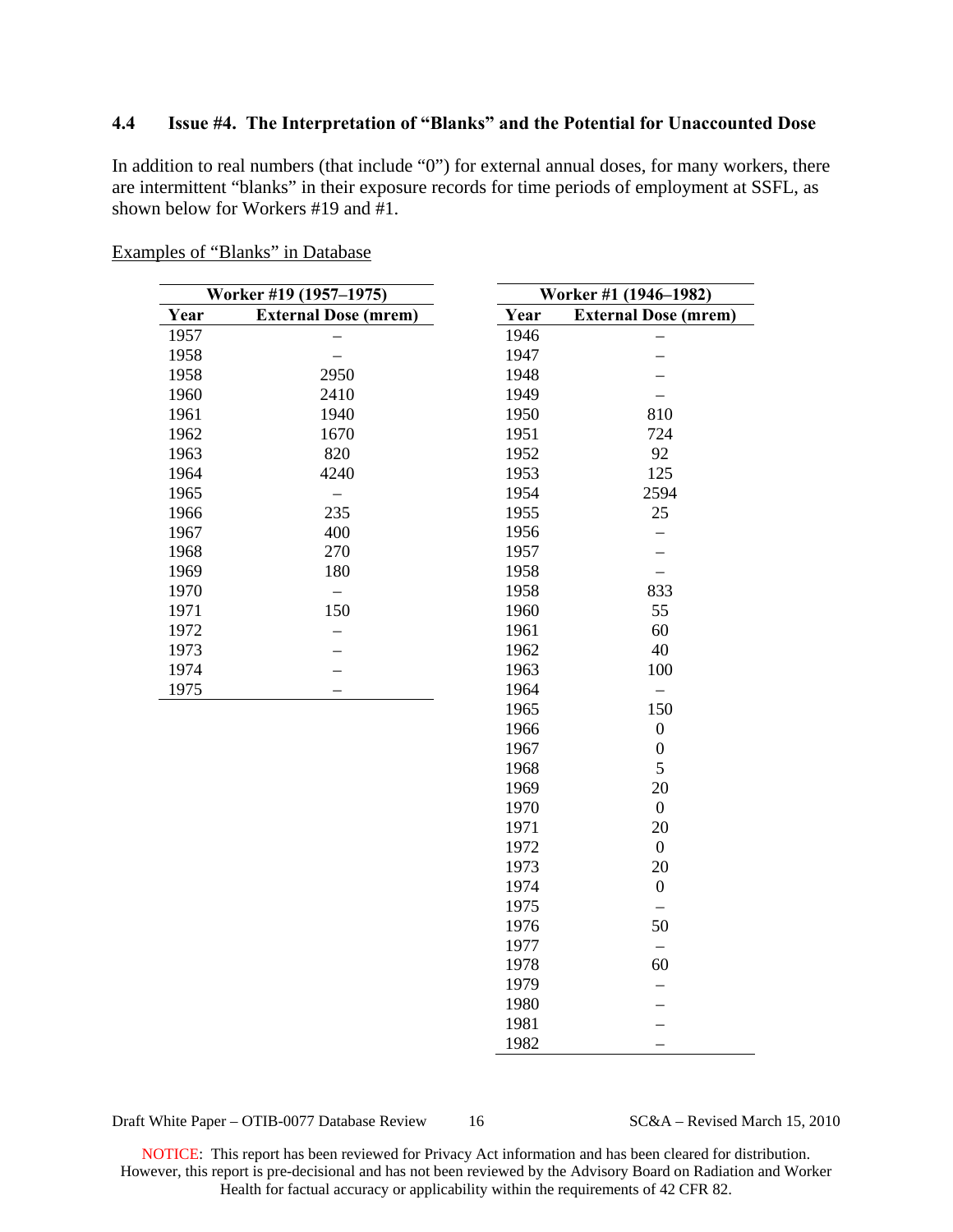### 4.4 Issue #4. The Interpretation of "Blanks" and the Potential for Unaccounted Dose

In addition to real numbers (that include "0") for external annual doses, for many workers, there are intermittent "blanks" in their exposure records for time periods of employment at SSFL, as shown below for Workers #19 and #1.

Examples of "Blanks" in Database

| Worker #19 (1957–1975) | |
|---|---|
| **Year** | **External Dose (mrem)** |
| 1957 | – |
| 1958 | – |
| 1958 | 2950 |
| 1960 | 2410 |
| 1961 | 1940 |
| 1962 | 1670 |
| 1963 | 820 |
| 1964 | 4240 |
| 1965 | – |
| 1966 | 235 |
| 1967 | 400 |
| 1968 | 270 |
| 1969 | 180 |
| 1970 | – |
| 1971 | 150 |
| 1972 | – |
| 1973 | – |
| 1974 | – |
| 1975 | – |

| Worker #1 (1946–1982) | |
|---|---|
| **Year** | **External Dose (mrem)** |
| 1946 | – |
| 1947 | – |
| 1948 | – |
| 1949 | – |
| 1950 | 810 |
| 1951 | 724 |
| 1952 | 92 |
| 1953 | 125 |
| 1954 | 2594 |
| 1955 | 25 |
| 1956 | – |
| 1957 | – |
| 1958 | – |
| 1958 | 833 |
| 1960 | 55 |
| 1961 | 60 |
| 1962 | 40 |
| 1963 | 100 |
| 1964 | – |
| 1965 | 150 |
| 1966 | 0 |
| 1967 | 0 |
| 1968 | 5 |
| 1969 | 20 |
| 1970 | 0 |
| 1971 | 20 |
| 1972 | 0 |
| 1973 | 20 |
| 1974 | 0 |
| 1975 | – |
| 1976 | 50 |
| 1977 | – |
| 1978 | 60 |
| 1979 | – |
| 1980 | – |
| 1981 | – |
| 1982 | – |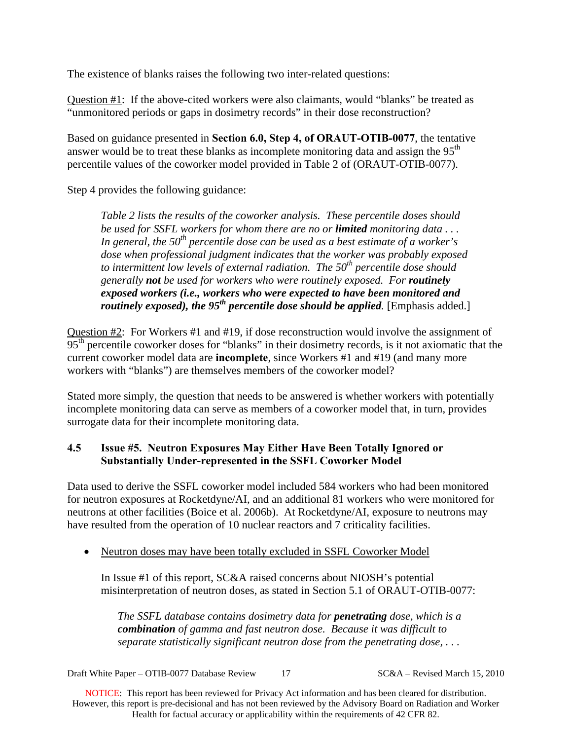The existence of blanks raises the following two inter-related questions:

Question #1: If the above-cited workers were also claimants, would "blanks" be treated as "unmonitored periods or gaps in dosimetry records" in their dose reconstruction?

Based on guidance presented in **Section 6.0, Step 4, of ORAUT-OTIB-0077**, the tentative answer would be to treat these blanks as incomplete monitoring data and assign the 95th percentile values of the coworker model provided in Table 2 of (ORAUT-OTIB-0077).

Step 4 provides the following guidance:

> *Table 2 lists the results of the coworker analysis. These percentile doses should be used for SSFL workers for whom there are no or* ***limited*** *monitoring data . . . In general, the 50th percentile dose can be used as a best estimate of a worker's dose when professional judgment indicates that the worker was probably exposed to intermittent low levels of external radiation. The 50th percentile dose should generally* ***not*** *be used for workers who were routinely exposed. For* ***routinely exposed workers (i.e., workers who were expected to have been monitored and routinely exposed), the 95th percentile dose should be applied****.* [Emphasis added.]

Question #2: For Workers #1 and #19, if dose reconstruction would involve the assignment of 95th percentile coworker doses for "blanks" in their dosimetry records, is it not axiomatic that the current coworker model data are **incomplete**, since Workers #1 and #19 (and many more workers with "blanks") are themselves members of the coworker model?

Stated more simply, the question that needs to be answered is whether workers with potentially incomplete monitoring data can serve as members of a coworker model that, in turn, provides surrogate data for their incomplete monitoring data.

### 4.5 Issue #5. Neutron Exposures May Either Have Been Totally Ignored or Substantially Under-represented in the SSFL Coworker Model

Data used to derive the SSFL coworker model included 584 workers who had been monitored for neutron exposures at Rocketdyne/AI, and an additional 81 workers who were monitored for neutrons at other facilities (Boice et al. 2006b). At Rocketdyne/AI, exposure to neutrons may have resulted from the operation of 10 nuclear reactors and 7 criticality facilities.

- Neutron doses may have been totally excluded in SSFL Coworker Model

  In Issue #1 of this report, SC&A raised concerns about NIOSH's potential misinterpretation of neutron doses, as stated in Section 5.1 of ORAUT-OTIB-0077:

  > *The SSFL database contains dosimetry data for* ***penetrating*** *dose, which is a* ***combination*** *of gamma and fast neutron dose. Because it was difficult to separate statistically significant neutron dose from the penetrating dose, . . .*

NOTICE: This report has been reviewed for Privacy Act information and has been cleared for distribution. However, this report is pre-decisional and has not been reviewed by the Advisory Board on Radiation and Worker Health for factual accuracy or applicability within the requirements of 42 CFR 82.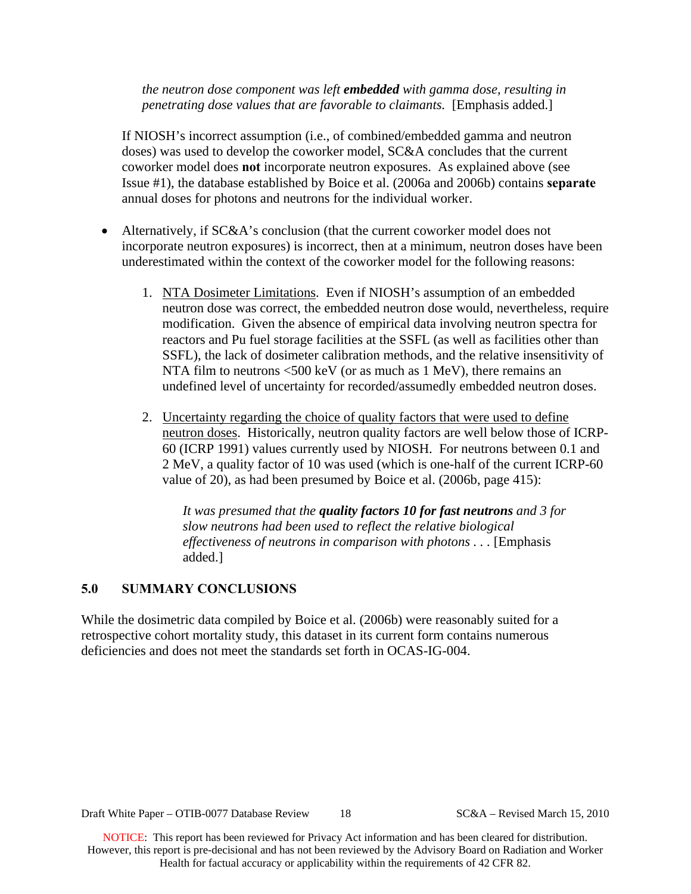*the neutron dose component was left **embedded** with gamma dose, resulting in penetrating dose values that are favorable to claimants.* [Emphasis added.]

If NIOSH's incorrect assumption (i.e., of combined/embedded gamma and neutron doses) was used to develop the coworker model, SC&A concludes that the current coworker model does **not** incorporate neutron exposures. As explained above (see Issue #1), the database established by Boice et al. (2006a and 2006b) contains **separate** annual doses for photons and neutrons for the individual worker.

- Alternatively, if SC&A's conclusion (that the current coworker model does not incorporate neutron exposures) is incorrect, then at a minimum, neutron doses have been underestimated within the context of the coworker model for the following reasons:

    1. <u>NTA Dosimeter Limitations</u>. Even if NIOSH's assumption of an embedded neutron dose was correct, the embedded neutron dose would, nevertheless, require modification. Given the absence of empirical data involving neutron spectra for reactors and Pu fuel storage facilities at the SSFL (as well as facilities other than SSFL), the lack of dosimeter calibration methods, and the relative insensitivity of NTA film to neutrons <500 keV (or as much as 1 MeV), there remains an undefined level of uncertainty for recorded/assumedly embedded neutron doses.

    2. <u>Uncertainty regarding the choice of quality factors that were used to define neutron doses</u>. Historically, neutron quality factors are well below those of ICRP-60 (ICRP 1991) values currently used by NIOSH. For neutrons between 0.1 and 2 MeV, a quality factor of 10 was used (which is one-half of the current ICRP-60 value of 20), as had been presumed by Boice et al. (2006b, page 415):

        > *It was presumed that the **quality factors 10 for fast neutrons** and 3 for slow neutrons had been used to reflect the relative biological effectiveness of neutrons in comparison with photons* . . . [Emphasis added.]

## 5.0 SUMMARY CONCLUSIONS

While the dosimetric data compiled by Boice et al. (2006b) were reasonably suited for a retrospective cohort mortality study, this dataset in its current form contains numerous deficiencies and does not meet the standards set forth in OCAS-IG-004.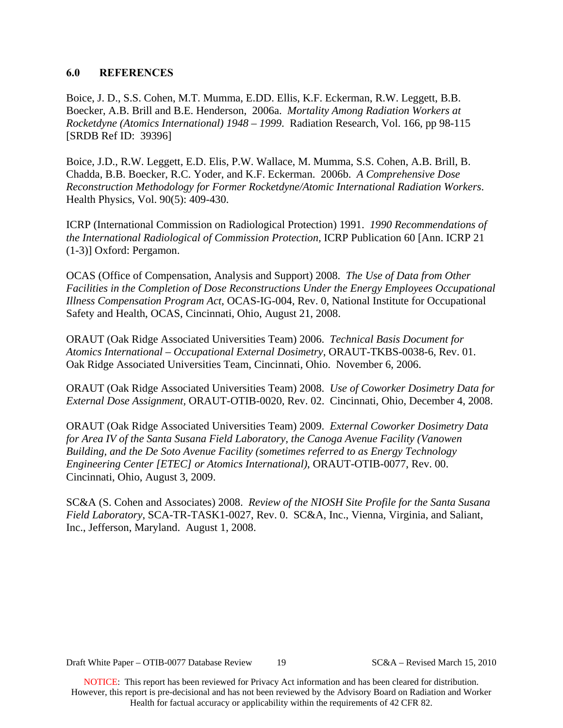## 6.0 REFERENCES

Boice, J. D., S.S. Cohen, M.T. Mumma, E.DD. Ellis, K.F. Eckerman, R.W. Leggett, B.B. Boecker, A.B. Brill and B.E. Henderson, 2006a. *Mortality Among Radiation Workers at Rocketdyne (Atomics International) 1948 – 1999*. Radiation Research, Vol. 166, pp 98-115 [SRDB Ref ID: 39396]

Boice, J.D., R.W. Leggett, E.D. Elis, P.W. Wallace, M. Mumma, S.S. Cohen, A.B. Brill, B. Chadda, B.B. Boecker, R.C. Yoder, and K.F. Eckerman. 2006b. *A Comprehensive Dose Reconstruction Methodology for Former Rocketdyne/Atomic International Radiation Workers*. Health Physics, Vol. 90(5): 409-430.

ICRP (International Commission on Radiological Protection) 1991. *1990 Recommendations of the International Radiological of Commission Protection*, ICRP Publication 60 [Ann. ICRP 21 (1-3)] Oxford: Pergamon.

OCAS (Office of Compensation, Analysis and Support) 2008. *The Use of Data from Other Facilities in the Completion of Dose Reconstructions Under the Energy Employees Occupational Illness Compensation Program Act*, OCAS-IG-004, Rev. 0, National Institute for Occupational Safety and Health, OCAS, Cincinnati, Ohio, August 21, 2008.

ORAUT (Oak Ridge Associated Universities Team) 2006. *Technical Basis Document for Atomics International – Occupational External Dosimetry*, ORAUT-TKBS-0038-6, Rev. 01. Oak Ridge Associated Universities Team, Cincinnati, Ohio. November 6, 2006.

ORAUT (Oak Ridge Associated Universities Team) 2008. *Use of Coworker Dosimetry Data for External Dose Assignment*, ORAUT-OTIB-0020, Rev. 02. Cincinnati, Ohio, December 4, 2008.

ORAUT (Oak Ridge Associated Universities Team) 2009. *External Coworker Dosimetry Data for Area IV of the Santa Susana Field Laboratory, the Canoga Avenue Facility (Vanowen Building, and the De Soto Avenue Facility (sometimes referred to as Energy Technology Engineering Center [ETEC] or Atomics International)*, ORAUT-OTIB-0077, Rev. 00. Cincinnati, Ohio, August 3, 2009.

SC&A (S. Cohen and Associates) 2008. *Review of the NIOSH Site Profile for the Santa Susana Field Laboratory*, SCA-TR-TASK1-0027, Rev. 0. SC&A, Inc., Vienna, Virginia, and Saliant, Inc., Jefferson, Maryland. August 1, 2008.

NOTICE: This report has been reviewed for Privacy Act information and has been cleared for distribution. However, this report is pre-decisional and has not been reviewed by the Advisory Board on Radiation and Worker Health for factual accuracy or applicability within the requirements of 42 CFR 82.